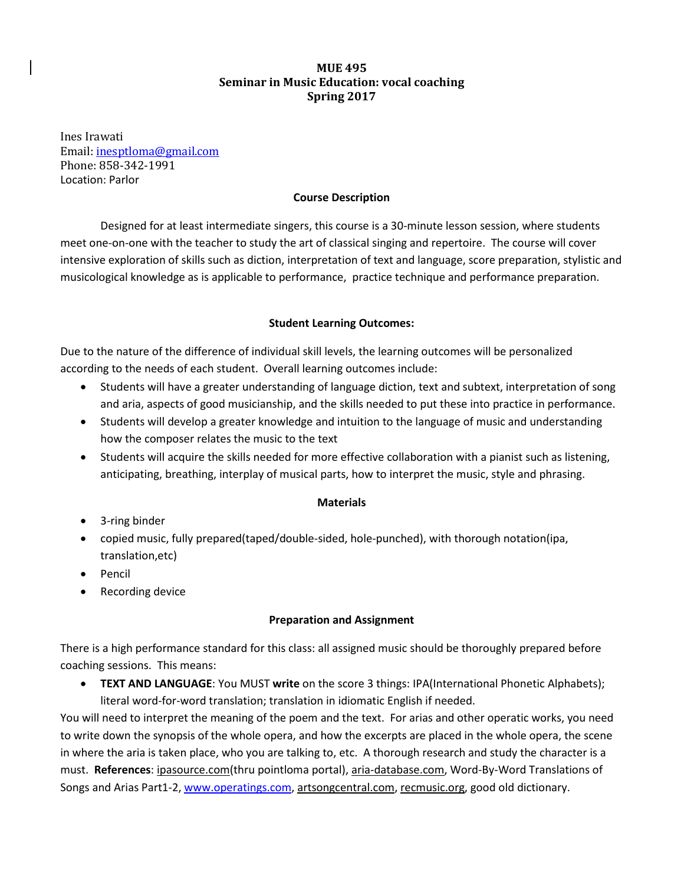# MUE 495
## Seminar in Music Education: vocal coaching
## Spring 2017

Ines Irawati
Email: inesptloma@gmail.com
Phone: 858-342-1991
Location: Parlor

### Course Description

Designed for at least intermediate singers, this course is a 30-minute lesson session, where students meet one-on-one with the teacher to study the art of classical singing and repertoire. The course will cover intensive exploration of skills such as diction, interpretation of text and language, score preparation, stylistic and musicological knowledge as is applicable to performance, practice technique and performance preparation.

### Student Learning Outcomes:

Due to the nature of the difference of individual skill levels, the learning outcomes will be personalized according to the needs of each student. Overall learning outcomes include:

- Students will have a greater understanding of language diction, text and subtext, interpretation of song and aria, aspects of good musicianship, and the skills needed to put these into practice in performance.
- Students will develop a greater knowledge and intuition to the language of music and understanding how the composer relates the music to the text
- Students will acquire the skills needed for more effective collaboration with a pianist such as listening, anticipating, breathing, interplay of musical parts, how to interpret the music, style and phrasing.

### Materials

- 3-ring binder
- copied music, fully prepared(taped/double-sided, hole-punched), with thorough notation(ipa, translation,etc)
- Pencil
- Recording device

### Preparation and Assignment

There is a high performance standard for this class: all assigned music should be thoroughly prepared before coaching sessions. This means:

- **TEXT AND LANGUAGE**: You MUST **write** on the score 3 things: IPA(International Phonetic Alphabets); literal word-for-word translation; translation in idiomatic English if needed.

You will need to interpret the meaning of the poem and the text. For arias and other operatic works, you need to write down the synopsis of the whole opera, and how the excerpts are placed in the whole opera, the scene in where the aria is taken place, who you are talking to, etc. A thorough research and study the character is a must. **References**: ipasource.com(thru pointloma portal), aria-database.com, Word-By-Word Translations of Songs and Arias Part1-2, www.operatings.com, artsongcentral.com, recmusic.org, good old dictionary.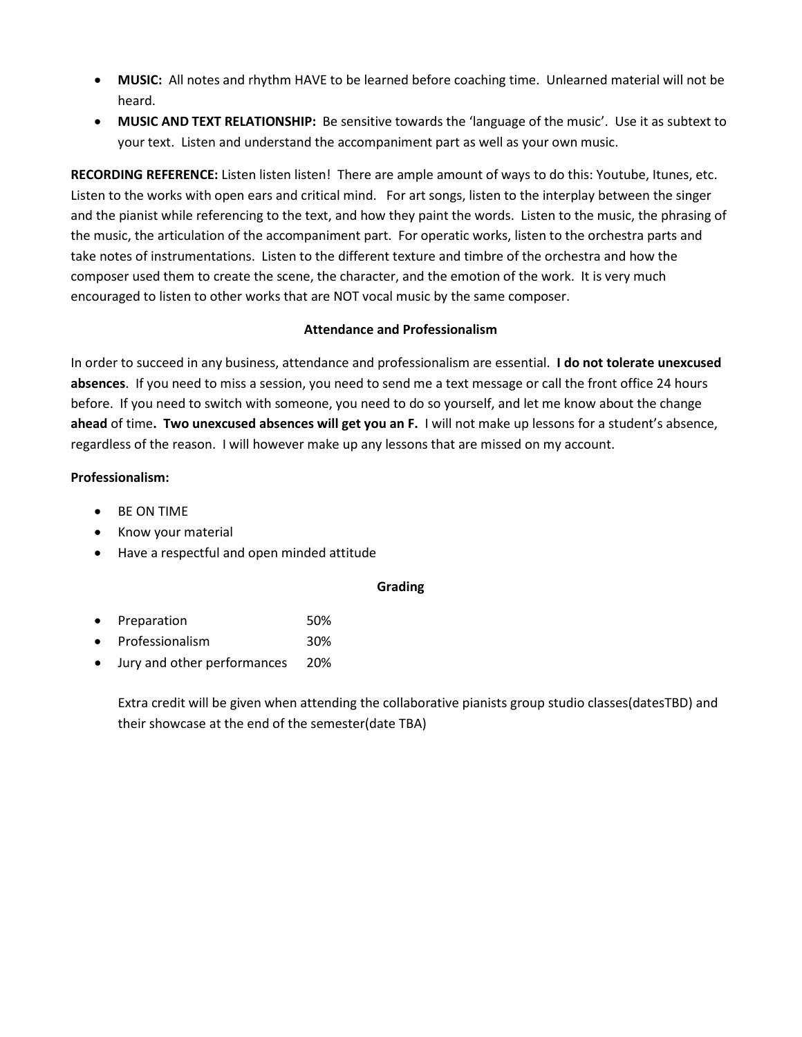- **MUSIC:** All notes and rhythm HAVE to be learned before coaching time. Unlearned material will not be heard.
- **MUSIC AND TEXT RELATIONSHIP:** Be sensitive towards the 'language of the music'. Use it as subtext to your text. Listen and understand the accompaniment part as well as your own music.

**RECORDING REFERENCE:** Listen listen listen! There are ample amount of ways to do this: Youtube, Itunes, etc. Listen to the works with open ears and critical mind. For art songs, listen to the interplay between the singer and the pianist while referencing to the text, and how they paint the words. Listen to the music, the phrasing of the music, the articulation of the accompaniment part. For operatic works, listen to the orchestra parts and take notes of instrumentations. Listen to the different texture and timbre of the orchestra and how the composer used them to create the scene, the character, and the emotion of the work. It is very much encouraged to listen to other works that are NOT vocal music by the same composer.

## Attendance and Professionalism

In order to succeed in any business, attendance and professionalism are essential. **I do not tolerate unexcused absences**. If you need to miss a session, you need to send me a text message or call the front office 24 hours before. If you need to switch with someone, you need to do so yourself, and let me know about the change **ahead** of time**. Two unexcused absences will get you an F.** I will not make up lessons for a student's absence, regardless of the reason. I will however make up any lessons that are missed on my account.

**Professionalism:**

- BE ON TIME
- Know your material
- Have a respectful and open minded attitude

## Grading

- Preparation 50%
- Professionalism 30%
- Jury and other performances 20%

Extra credit will be given when attending the collaborative pianists group studio classes(datesTBD) and their showcase at the end of the semester(date TBA)